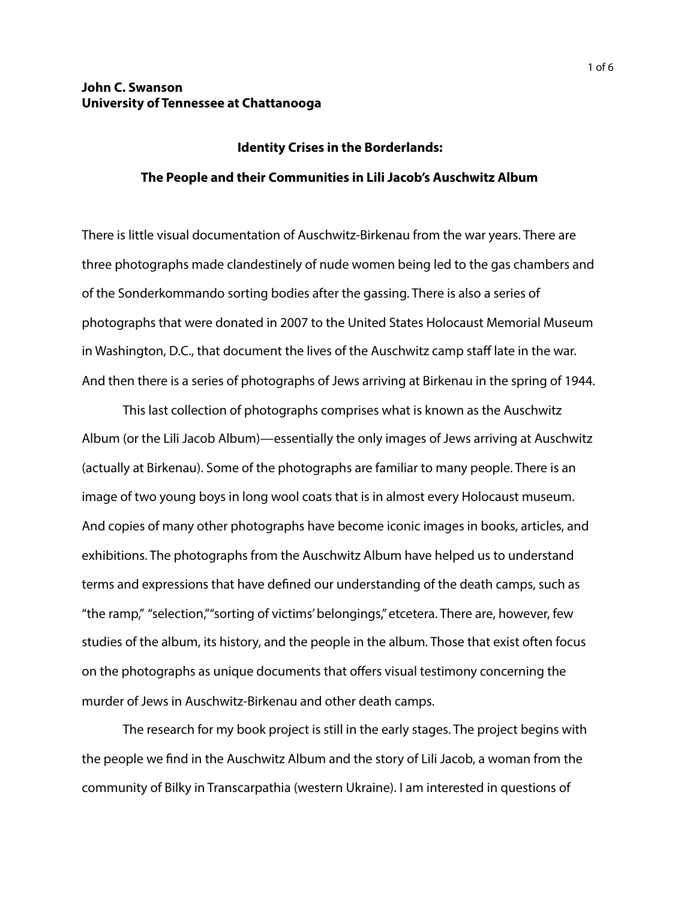**John C. Swanson**
**University of Tennessee at Chattanooga**

## Identity Crises in the Borderlands:

## The People and their Communities in Lili Jacob's Auschwitz Album

There is little visual documentation of Auschwitz-Birkenau from the war years. There are three photographs made clandestinely of nude women being led to the gas chambers and of the Sonderkommando sorting bodies after the gassing. There is also a series of photographs that were donated in 2007 to the United States Holocaust Memorial Museum in Washington, D.C., that document the lives of the Auschwitz camp staff late in the war. And then there is a series of photographs of Jews arriving at Birkenau in the spring of 1944.

This last collection of photographs comprises what is known as the Auschwitz Album (or the Lili Jacob Album)—essentially the only images of Jews arriving at Auschwitz (actually at Birkenau). Some of the photographs are familiar to many people. There is an image of two young boys in long wool coats that is in almost every Holocaust museum. And copies of many other photographs have become iconic images in books, articles, and exhibitions. The photographs from the Auschwitz Album have helped us to understand terms and expressions that have defined our understanding of the death camps, such as "the ramp," "selection,""sorting of victims' belongings," etcetera. There are, however, few studies of the album, its history, and the people in the album. Those that exist often focus on the photographs as unique documents that offers visual testimony concerning the murder of Jews in Auschwitz-Birkenau and other death camps.

The research for my book project is still in the early stages. The project begins with the people we find in the Auschwitz Album and the story of Lili Jacob, a woman from the community of Bilky in Transcarpathia (western Ukraine). I am interested in questions of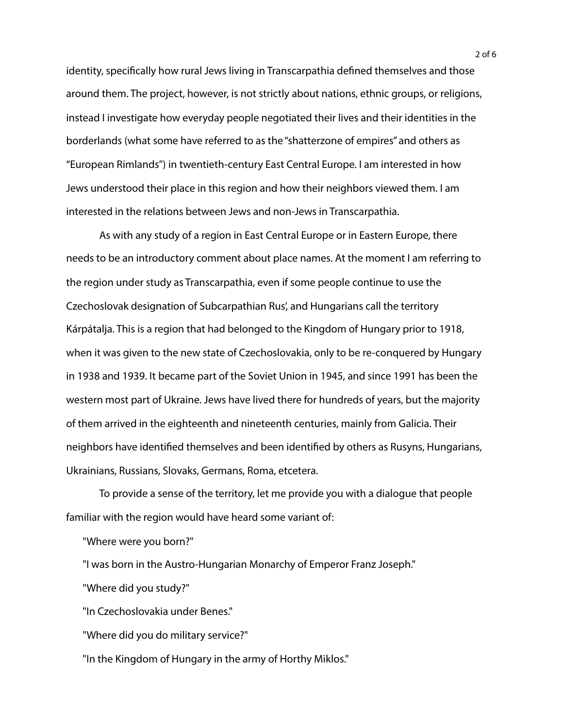identity, specifically how rural Jews living in Transcarpathia defined themselves and those around them. The project, however, is not strictly about nations, ethnic groups, or religions, instead I investigate how everyday people negotiated their lives and their identities in the borderlands (what some have referred to as the "shatterzone of empires" and others as "European Rimlands") in twentieth-century East Central Europe. I am interested in how Jews understood their place in this region and how their neighbors viewed them. I am interested in the relations between Jews and non-Jews in Transcarpathia.

As with any study of a region in East Central Europe or in Eastern Europe, there needs to be an introductory comment about place names. At the moment I am referring to the region under study as Transcarpathia, even if some people continue to use the Czechoslovak designation of Subcarpathian Rus', and Hungarians call the territory Kárpátalja. This is a region that had belonged to the Kingdom of Hungary prior to 1918, when it was given to the new state of Czechoslovakia, only to be re-conquered by Hungary in 1938 and 1939. It became part of the Soviet Union in 1945, and since 1991 has been the western most part of Ukraine. Jews have lived there for hundreds of years, but the majority of them arrived in the eighteenth and nineteenth centuries, mainly from Galicia. Their neighbors have identified themselves and been identified by others as Rusyns, Hungarians, Ukrainians, Russians, Slovaks, Germans, Roma, etcetera.

To provide a sense of the territory, let me provide you with a dialogue that people familiar with the region would have heard some variant of:

"Where were you born?"

"I was born in the Austro-Hungarian Monarchy of Emperor Franz Joseph."

"Where did you study?"

"In Czechoslovakia under Benes."

"Where did you do military service?"

"In the Kingdom of Hungary in the army of Horthy Miklos."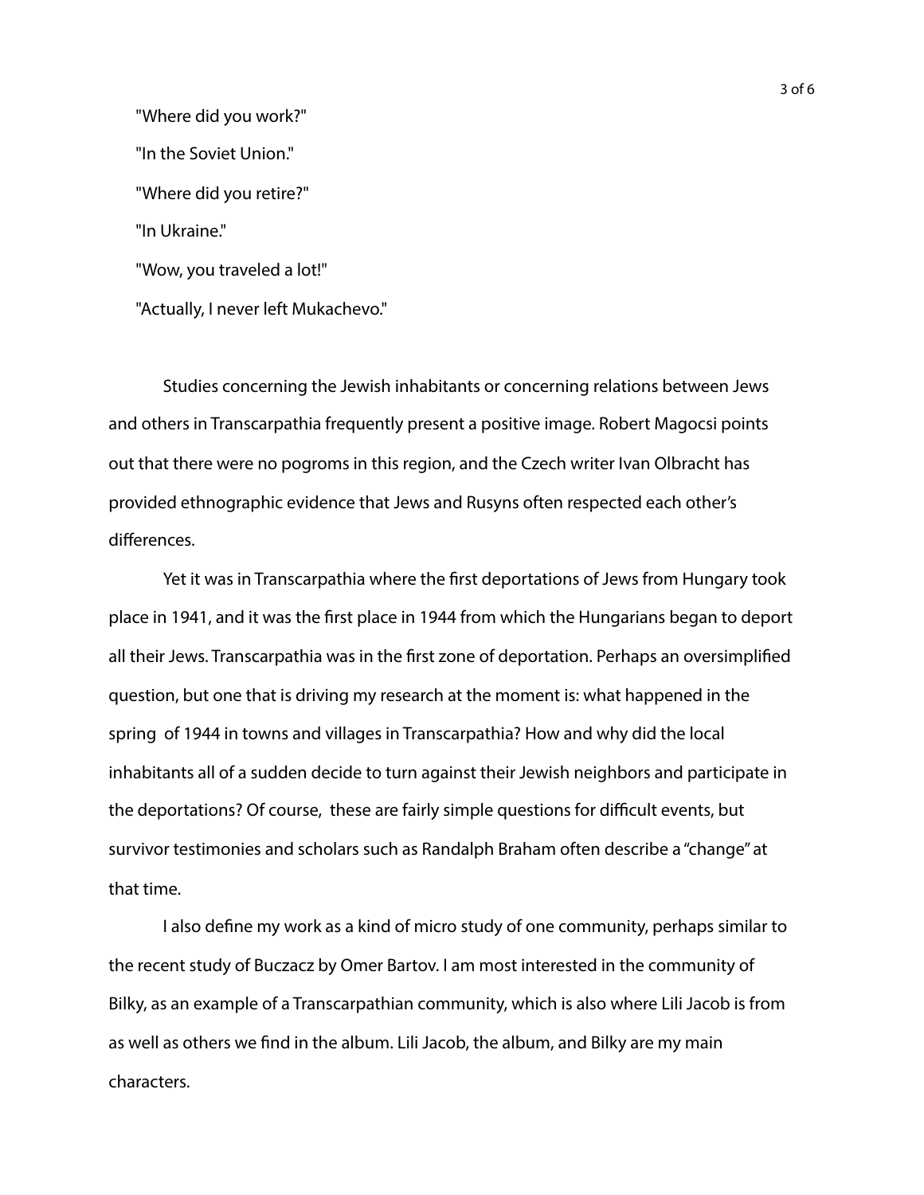"Where did you work?"

"In the Soviet Union."

"Where did you retire?"

"In Ukraine."

"Wow, you traveled a lot!"

"Actually, I never left Mukachevo."

Studies concerning the Jewish inhabitants or concerning relations between Jews and others in Transcarpathia frequently present a positive image. Robert Magocsi points out that there were no pogroms in this region, and the Czech writer Ivan Olbracht has provided ethnographic evidence that Jews and Rusyns often respected each other's differences.

Yet it was in Transcarpathia where the first deportations of Jews from Hungary took place in 1941, and it was the first place in 1944 from which the Hungarians began to deport all their Jews. Transcarpathia was in the first zone of deportation. Perhaps an oversimplified question, but one that is driving my research at the moment is: what happened in the spring of 1944 in towns and villages in Transcarpathia? How and why did the local inhabitants all of a sudden decide to turn against their Jewish neighbors and participate in the deportations? Of course, these are fairly simple questions for difficult events, but survivor testimonies and scholars such as Randalph Braham often describe a "change" at that time.

I also define my work as a kind of micro study of one community, perhaps similar to the recent study of Buczacz by Omer Bartov. I am most interested in the community of Bilky, as an example of a Transcarpathian community, which is also where Lili Jacob is from as well as others we find in the album. Lili Jacob, the album, and Bilky are my main characters.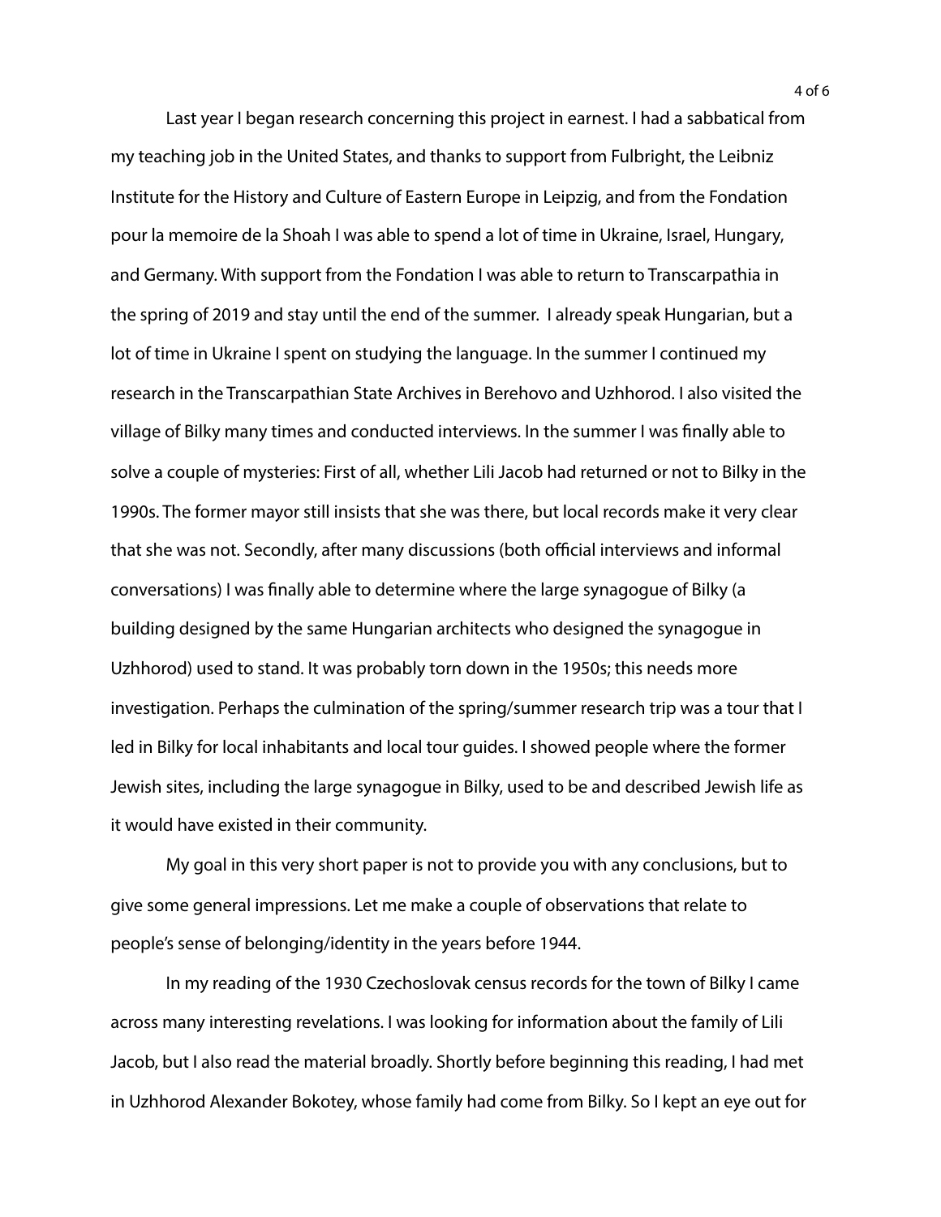Last year I began research concerning this project in earnest. I had a sabbatical from my teaching job in the United States, and thanks to support from Fulbright, the Leibniz Institute for the History and Culture of Eastern Europe in Leipzig, and from the Fondation pour la memoire de la Shoah I was able to spend a lot of time in Ukraine, Israel, Hungary, and Germany. With support from the Fondation I was able to return to Transcarpathia in the spring of 2019 and stay until the end of the summer.  I already speak Hungarian, but a lot of time in Ukraine I spent on studying the language. In the summer I continued my research in the Transcarpathian State Archives in Berehovo and Uzhhorod. I also visited the village of Bilky many times and conducted interviews. In the summer I was finally able to solve a couple of mysteries: First of all, whether Lili Jacob had returned or not to Bilky in the 1990s. The former mayor still insists that she was there, but local records make it very clear that she was not. Secondly, after many discussions (both official interviews and informal conversations) I was finally able to determine where the large synagogue of Bilky (a building designed by the same Hungarian architects who designed the synagogue in Uzhhorod) used to stand. It was probably torn down in the 1950s; this needs more investigation. Perhaps the culmination of the spring/summer research trip was a tour that I led in Bilky for local inhabitants and local tour guides. I showed people where the former Jewish sites, including the large synagogue in Bilky, used to be and described Jewish life as it would have existed in their community.

My goal in this very short paper is not to provide you with any conclusions, but to give some general impressions. Let me make a couple of observations that relate to people's sense of belonging/identity in the years before 1944.

In my reading of the 1930 Czechoslovak census records for the town of Bilky I came across many interesting revelations. I was looking for information about the family of Lili Jacob, but I also read the material broadly. Shortly before beginning this reading, I had met in Uzhhorod Alexander Bokotey, whose family had come from Bilky. So I kept an eye out for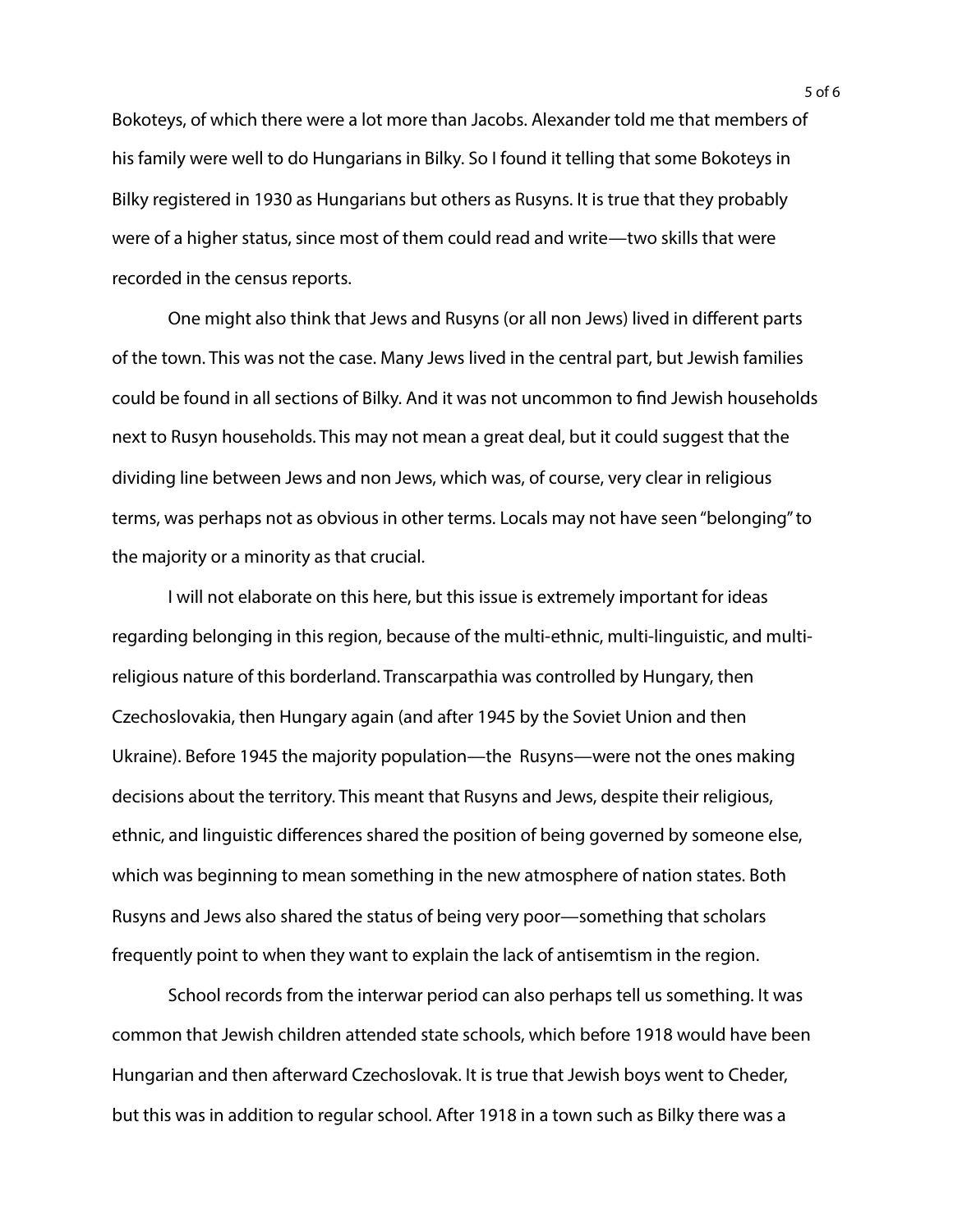Bokoteys, of which there were a lot more than Jacobs. Alexander told me that members of his family were well to do Hungarians in Bilky. So I found it telling that some Bokoteys in Bilky registered in 1930 as Hungarians but others as Rusyns. It is true that they probably were of a higher status, since most of them could read and write—two skills that were recorded in the census reports.

One might also think that Jews and Rusyns (or all non Jews) lived in different parts of the town. This was not the case. Many Jews lived in the central part, but Jewish families could be found in all sections of Bilky. And it was not uncommon to find Jewish households next to Rusyn households. This may not mean a great deal, but it could suggest that the dividing line between Jews and non Jews, which was, of course, very clear in religious terms, was perhaps not as obvious in other terms. Locals may not have seen "belonging" to the majority or a minority as that crucial.

I will not elaborate on this here, but this issue is extremely important for ideas regarding belonging in this region, because of the multi-ethnic, multi-linguistic, and multi-religious nature of this borderland. Transcarpathia was controlled by Hungary, then Czechoslovakia, then Hungary again (and after 1945 by the Soviet Union and then Ukraine). Before 1945 the majority population—the  Rusyns—were not the ones making decisions about the territory. This meant that Rusyns and Jews, despite their religious, ethnic, and linguistic differences shared the position of being governed by someone else, which was beginning to mean something in the new atmosphere of nation states. Both Rusyns and Jews also shared the status of being very poor—something that scholars frequently point to when they want to explain the lack of antisemtism in the region.

School records from the interwar period can also perhaps tell us something. It was common that Jewish children attended state schools, which before 1918 would have been Hungarian and then afterward Czechoslovak. It is true that Jewish boys went to Cheder, but this was in addition to regular school. After 1918 in a town such as Bilky there was a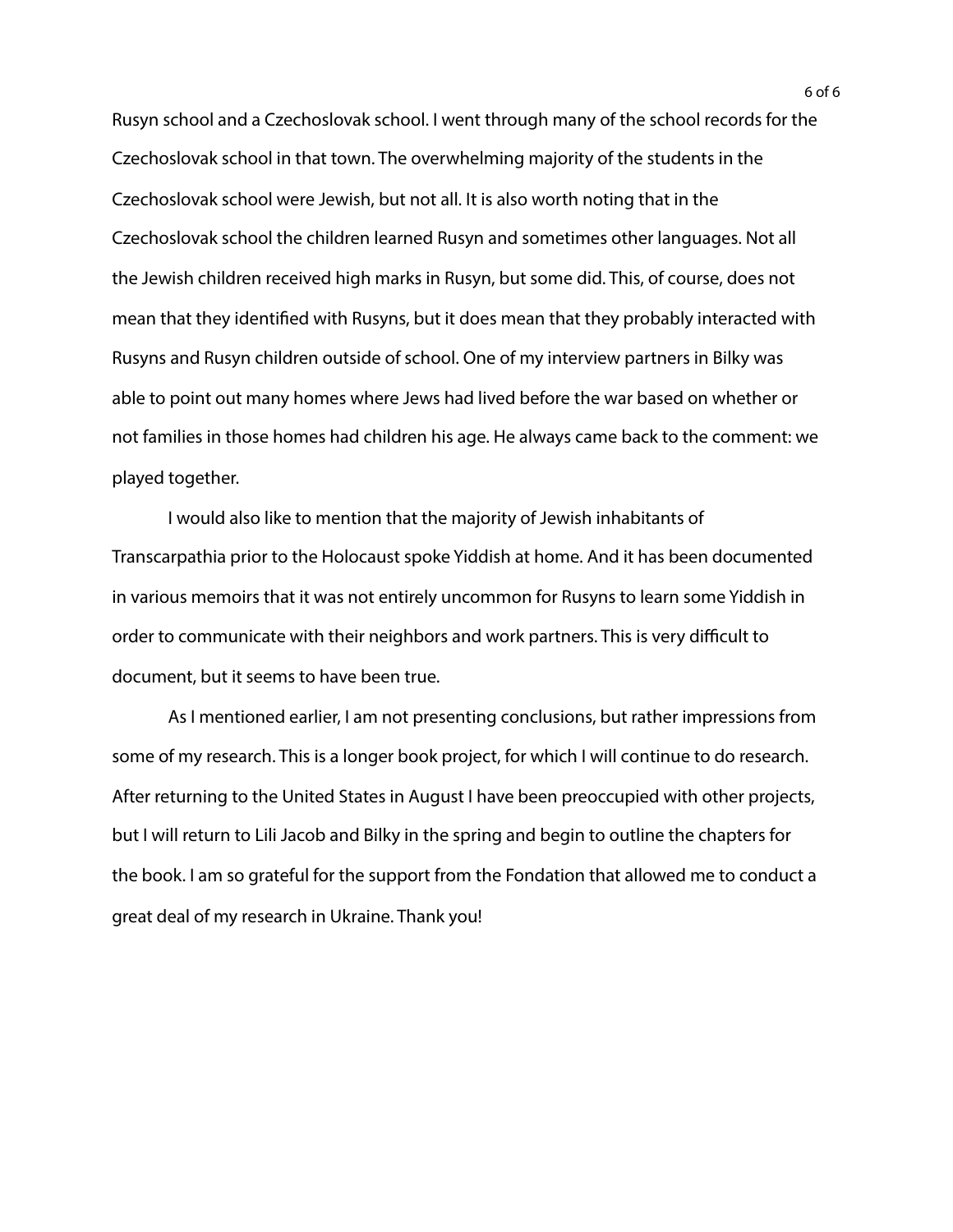Rusyn school and a Czechoslovak school. I went through many of the school records for the Czechoslovak school in that town. The overwhelming majority of the students in the Czechoslovak school were Jewish, but not all. It is also worth noting that in the Czechoslovak school the children learned Rusyn and sometimes other languages. Not all the Jewish children received high marks in Rusyn, but some did. This, of course, does not mean that they identified with Rusyns, but it does mean that they probably interacted with Rusyns and Rusyn children outside of school. One of my interview partners in Bilky was able to point out many homes where Jews had lived before the war based on whether or not families in those homes had children his age. He always came back to the comment: we played together.

I would also like to mention that the majority of Jewish inhabitants of Transcarpathia prior to the Holocaust spoke Yiddish at home. And it has been documented in various memoirs that it was not entirely uncommon for Rusyns to learn some Yiddish in order to communicate with their neighbors and work partners. This is very difficult to document, but it seems to have been true.

As I mentioned earlier, I am not presenting conclusions, but rather impressions from some of my research. This is a longer book project, for which I will continue to do research. After returning to the United States in August I have been preoccupied with other projects, but I will return to Lili Jacob and Bilky in the spring and begin to outline the chapters for the book. I am so grateful for the support from the Fondation that allowed me to conduct a great deal of my research in Ukraine. Thank you!